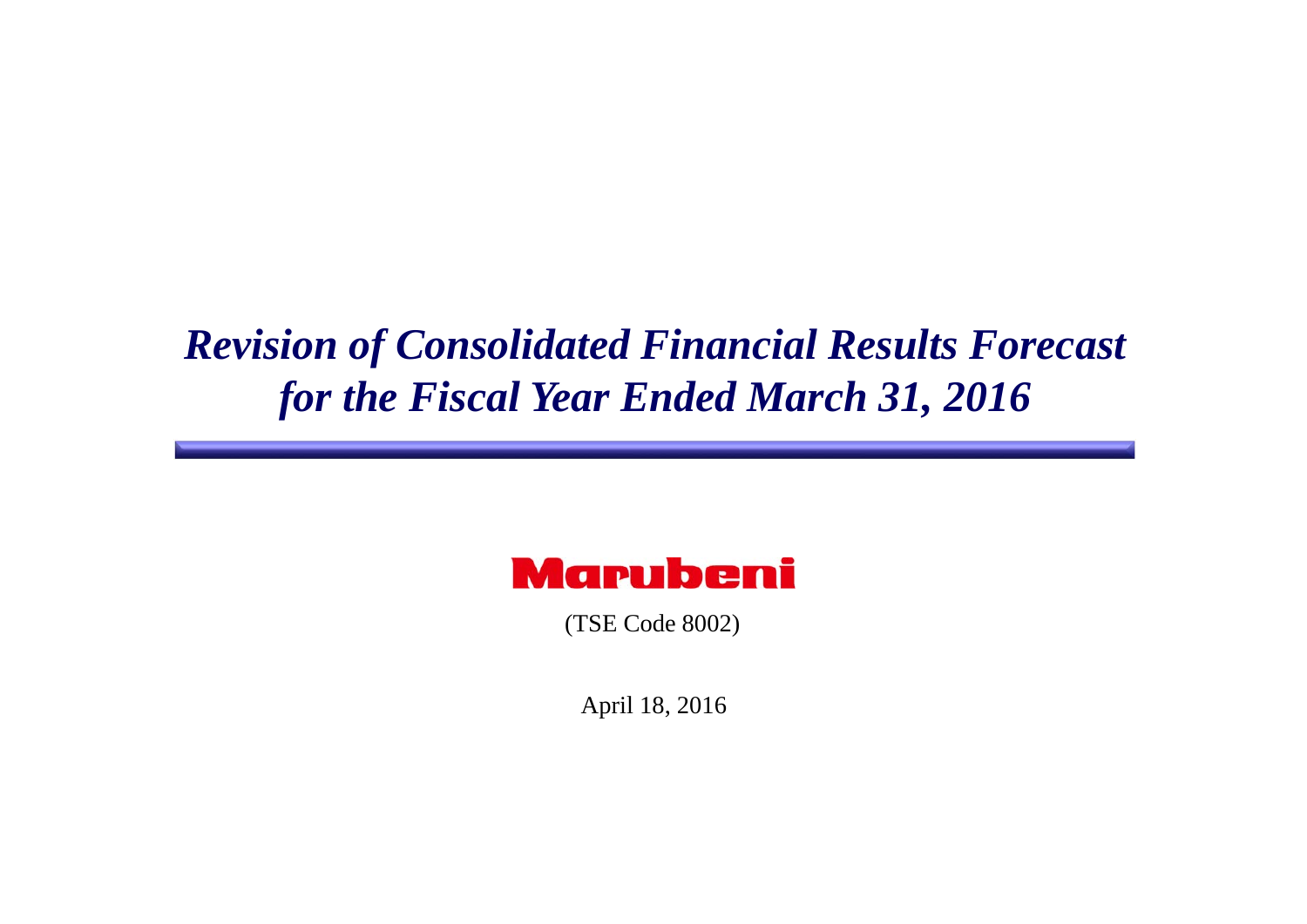# *Revision of Consolidated Financial Results Forecast for the Fiscal Year Ended March 31, 2016*

Marubeni

(TSE Code 8002)

April 18, 2016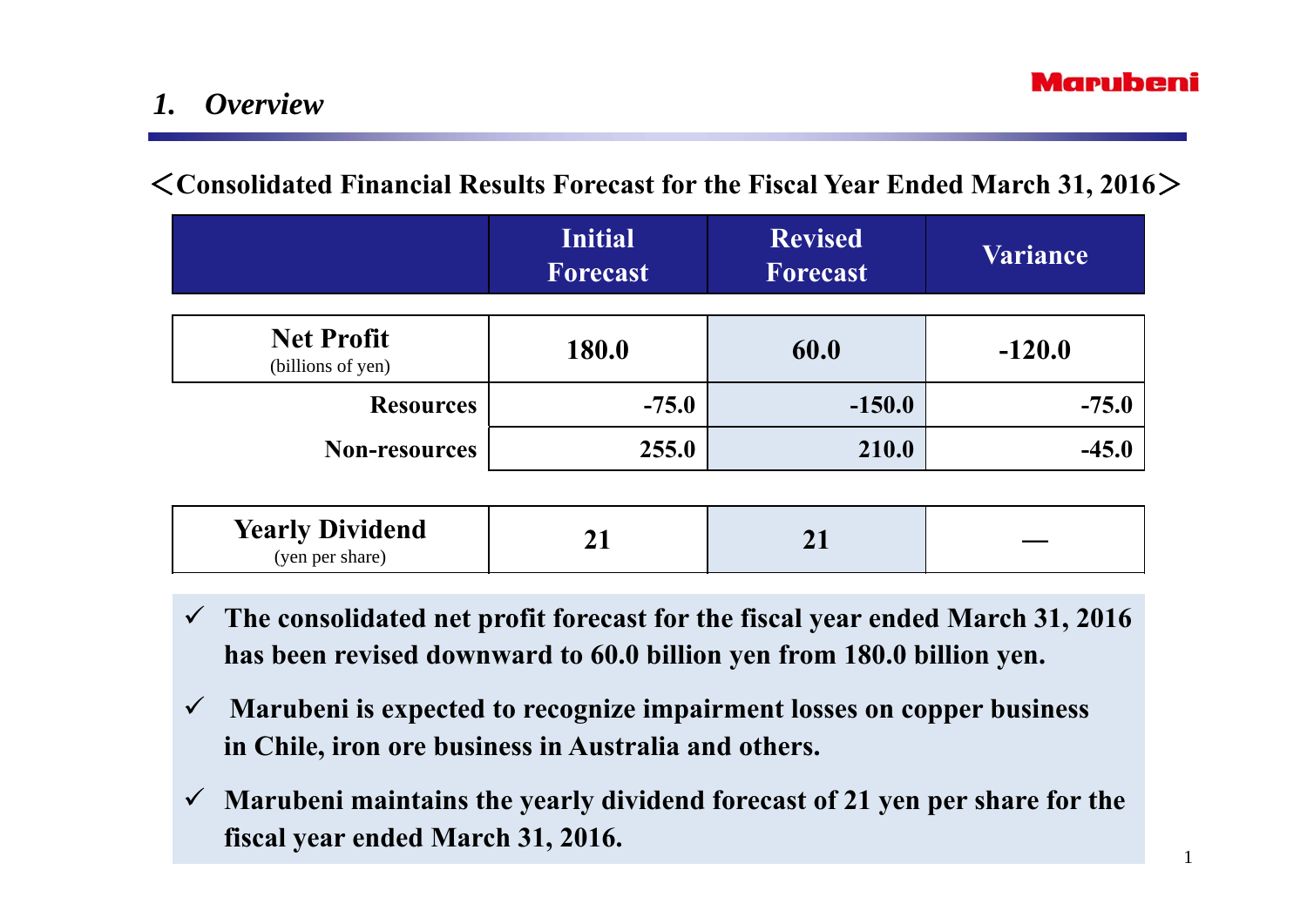# 1. *Overview*

## ＜Consolidated Financial Results Forecast for the Fiscal Year Ended March 31, 2016＞

| | Initial Forecast | Revised Forecast | Variance |
|---|---|---|---|
| **Net Profit** (billions of yen) | 180.0 | 60.0 | -120.0 |
| Resources | -75.0 | -150.0 | -75.0 |
| Non-resources | 255.0 | 210.0 | -45.0 |
| **Yearly Dividend** (yen per share) | 21 | 21 | — |

- ✓ **The consolidated net profit forecast for the fiscal year ended March 31, 2016 has been revised downward to 60.0 billion yen from 180.0 billion yen.**
- ✓ **Marubeni is expected to recognize impairment losses on copper business in Chile, iron ore business in Australia and others.**
- ✓ **Marubeni maintains the yearly dividend forecast of 21 yen per share for the fiscal year ended March 31, 2016.**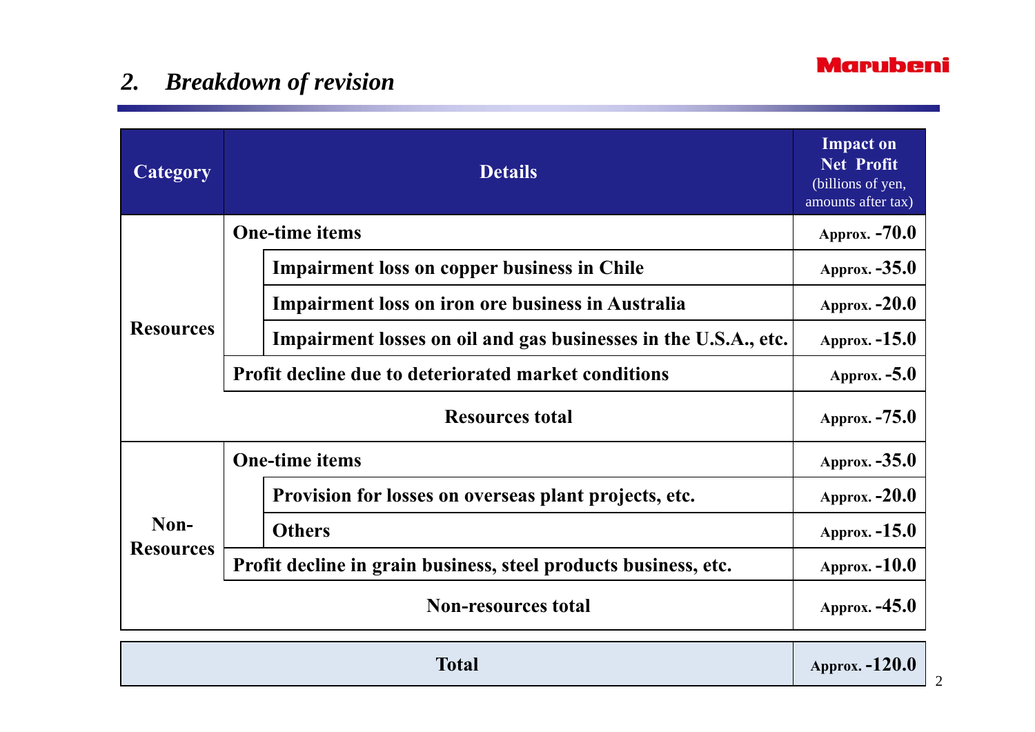## 2. *Breakdown of revision*

| Category | Details | | Impact on Net Profit (billions of yen, amounts after tax) |
|---|---|---|---|
| Resources | One-time items | | Approx. -70.0 |
| | | Impairment loss on copper business in Chile | Approx. -35.0 |
| | | Impairment loss on iron ore business in Australia | Approx. -20.0 |
| | | Impairment losses on oil and gas businesses in the U.S.A., etc. | Approx. -15.0 |
| | Profit decline due to deteriorated market conditions | | Approx. -5.0 |
| Resources total | | | Approx. -75.0 |
| Non-Resources | One-time items | | Approx. -35.0 |
| | | Provision for losses on overseas plant projects, etc. | Approx. -20.0 |
| | | Others | Approx. -15.0 |
| | Profit decline in grain business, steel products business, etc. | | Approx. -10.0 |
| Non-resources total | | | Approx. -45.0 |
| **Total** | | | **Approx. -120.0** |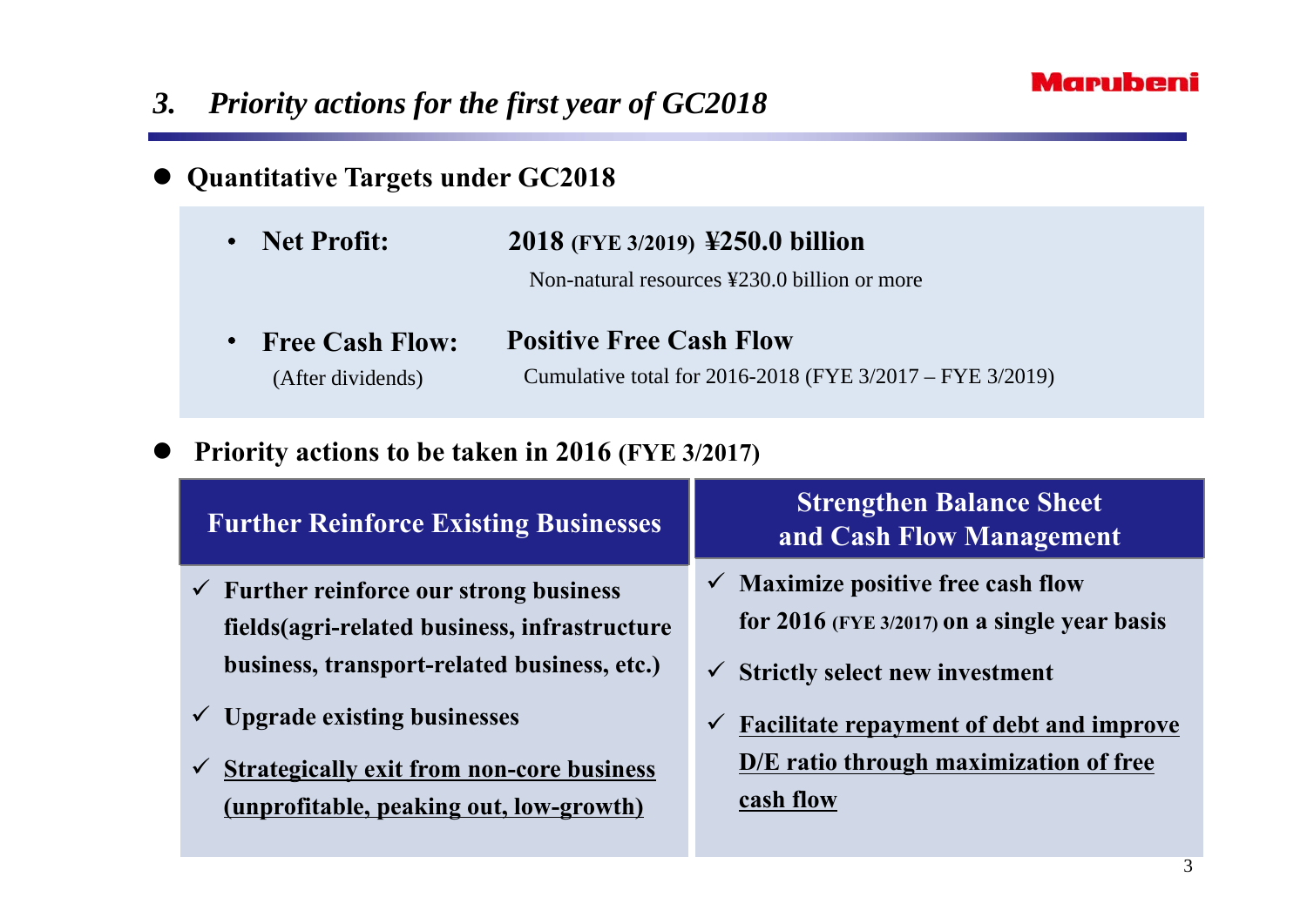# *3. Priority actions for the first year of GC2018*

- **Quantitative Targets under GC2018**

  - **Net Profit:** **2018 (FYE 3/2019) ¥250.0 billion**
    Non-natural resources ¥230.0 billion or more
  - **Free Cash Flow:** (After dividends) **Positive Free Cash Flow**
    Cumulative total for 2016-2018 (FYE 3/2017 – FYE 3/2019)

- **Priority actions to be taken in 2016 (FYE 3/2017)**

| **Further Reinforce Existing Businesses** | **Strengthen Balance Sheet and Cash Flow Management** |
| --- | --- |
| ✓ **Further reinforce our strong business fields(agri-related business, infrastructure business, transport-related business, etc.)**<br>✓ **Upgrade existing businesses**<br>✓ <u>**Strategically exit from non-core business (unprofitable, peaking out, low-growth)**</u> | ✓ **Maximize positive free cash flow for 2016 (FYE 3/2017) on a single year basis**<br>✓ **Strictly select new investment**<br>✓ <u>**Facilitate repayment of debt and improve D/E ratio through maximization of free cash flow**</u> |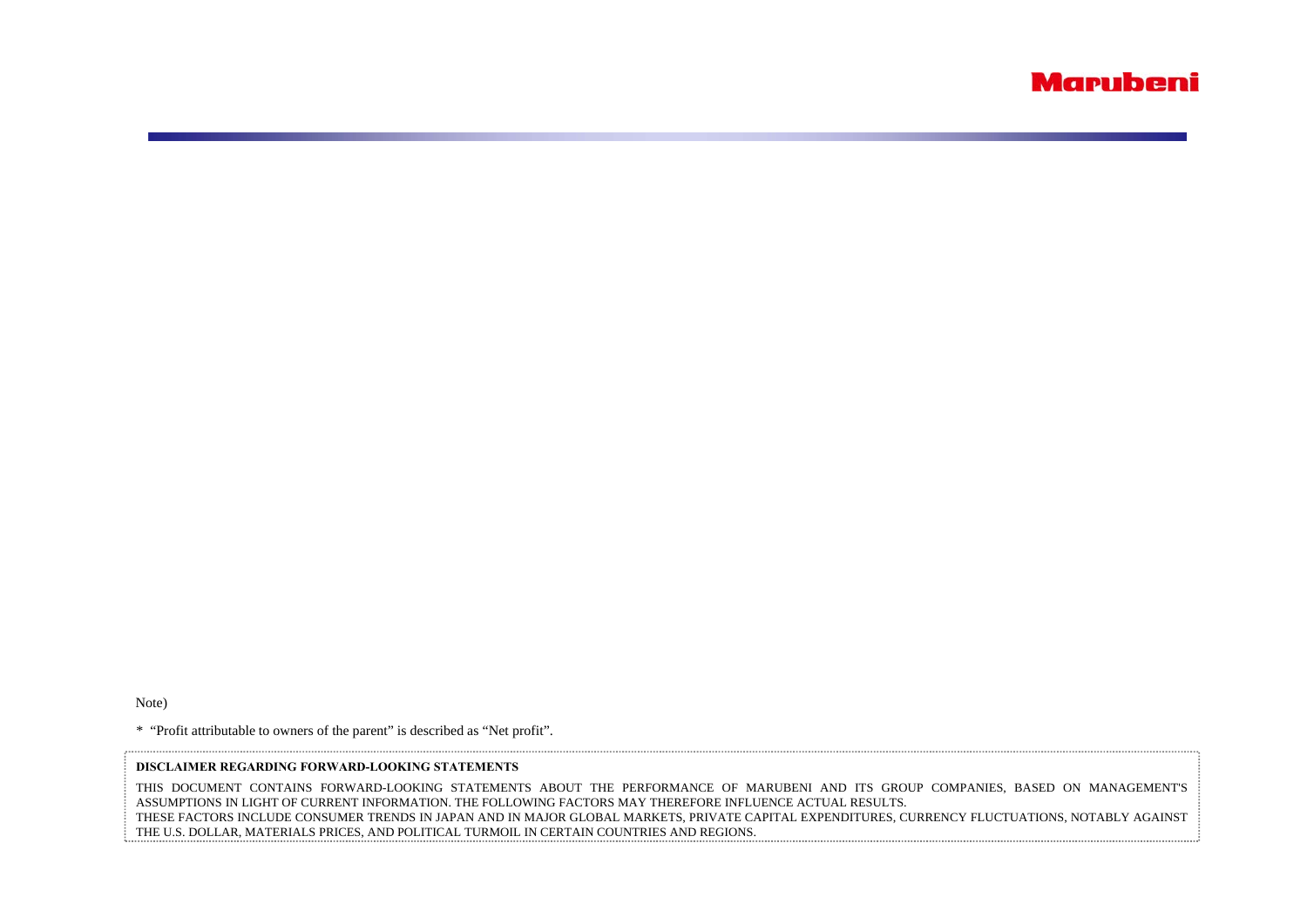Note)

* “Profit attributable to owners of the parent” is described as “Net profit”.

**DISCLAIMER REGARDING FORWARD-LOOKING STATEMENTS**

THIS DOCUMENT CONTAINS FORWARD-LOOKING STATEMENTS ABOUT THE PERFORMANCE OF MARUBENI AND ITS GROUP COMPANIES, BASED ON MANAGEMENT'S ASSUMPTIONS IN LIGHT OF CURRENT INFORMATION. THE FOLLOWING FACTORS MAY THEREFORE INFLUENCE ACTUAL RESULTS.
THESE FACTORS INCLUDE CONSUMER TRENDS IN JAPAN AND IN MAJOR GLOBAL MARKETS, PRIVATE CAPITAL EXPENDITURES, CURRENCY FLUCTUATIONS, NOTABLY AGAINST THE U.S. DOLLAR, MATERIALS PRICES, AND POLITICAL TURMOIL IN CERTAIN COUNTRIES AND REGIONS.